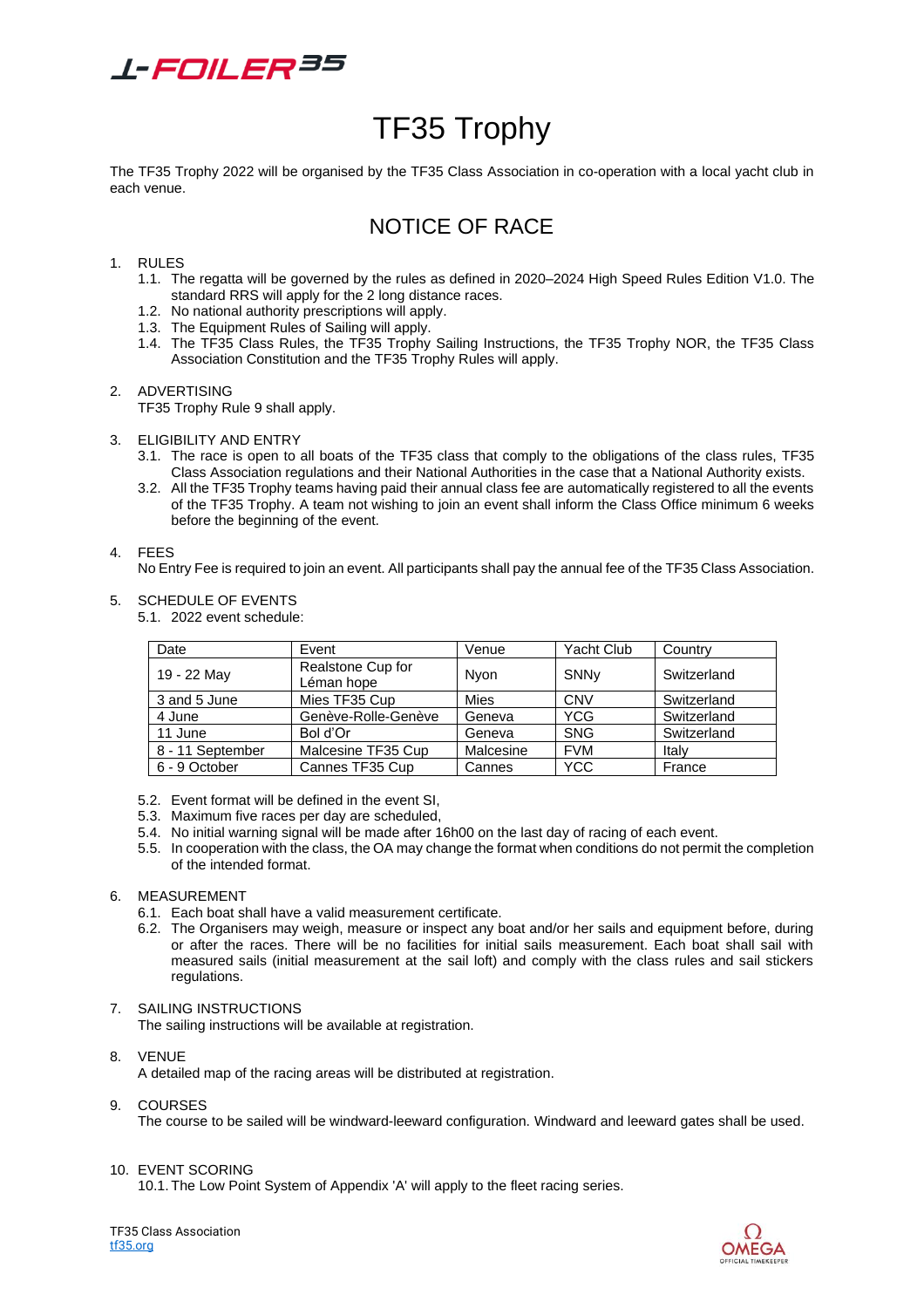# TF35 Trophy

The TF35 Trophy 2022 will be organised by the TF35 Class Association in co-operation with a local yacht club in each venue.

## NOTICE OF RACE

1. RULES
   1.1. The regatta will be governed by the rules as defined in 2020–2024 High Speed Rules Edition V1.0. The standard RRS will apply for the 2 long distance races.
   1.2. No national authority prescriptions will apply.
   1.3. The Equipment Rules of Sailing will apply.
   1.4. The TF35 Class Rules, the TF35 Trophy Sailing Instructions, the TF35 Trophy NOR, the TF35 Class Association Constitution and the TF35 Trophy Rules will apply.

2. ADVERTISING
   TF35 Trophy Rule 9 shall apply.

3. ELIGIBILITY AND ENTRY
   3.1. The race is open to all boats of the TF35 class that comply to the obligations of the class rules, TF35 Class Association regulations and their National Authorities in the case that a National Authority exists.
   3.2. All the TF35 Trophy teams having paid their annual class fee are automatically registered to all the events of the TF35 Trophy. A team not wishing to join an event shall inform the Class Office minimum 6 weeks before the beginning of the event.

4. FEES
   No Entry Fee is required to join an event. All participants shall pay the annual fee of the TF35 Class Association.

5. SCHEDULE OF EVENTS
   5.1. 2022 event schedule:

| Date | Event | Venue | Yacht Club | Country |
|---|---|---|---|---|
| 19 - 22 May | Realstone Cup for Léman hope | Nyon | SNNy | Switzerland |
| 3 and 5 June | Mies TF35 Cup | Mies | CNV | Switzerland |
| 4 June | Genève-Rolle-Genève | Geneva | YCG | Switzerland |
| 11 June | Bol d'Or | Geneva | SNG | Switzerland |
| 8 - 11 September | Malcesine TF35 Cup | Malcesine | FVM | Italy |
| 6 - 9 October | Cannes TF35 Cup | Cannes | YCC | France |

   5.2. Event format will be defined in the event SI,
   5.3. Maximum five races per day are scheduled,
   5.4. No initial warning signal will be made after 16h00 on the last day of racing of each event.
   5.5. In cooperation with the class, the OA may change the format when conditions do not permit the completion of the intended format.

6. MEASUREMENT
   6.1. Each boat shall have a valid measurement certificate.
   6.2. The Organisers may weigh, measure or inspect any boat and/or her sails and equipment before, during or after the races. There will be no facilities for initial sails measurement. Each boat shall sail with measured sails (initial measurement at the sail loft) and comply with the class rules and sail stickers regulations.

7. SAILING INSTRUCTIONS
   The sailing instructions will be available at registration.

8. VENUE
   A detailed map of the racing areas will be distributed at registration.

9. COURSES
   The course to be sailed will be windward-leeward configuration. Windward and leeward gates shall be used.

10. EVENT SCORING
    10.1. The Low Point System of Appendix 'A' will apply to the fleet racing series.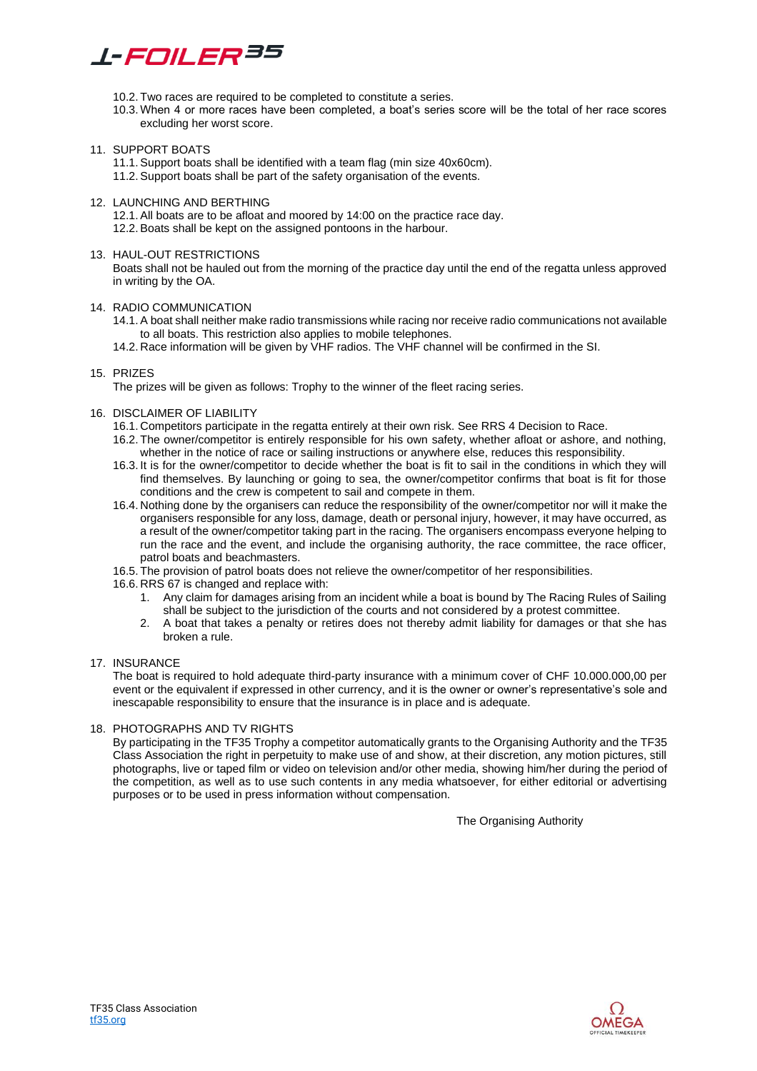10.2. Two races are required to be completed to constitute a series.

10.3. When 4 or more races have been completed, a boat's series score will be the total of her race scores excluding her worst score.

11. SUPPORT BOATS

11.1. Support boats shall be identified with a team flag (min size 40x60cm).

11.2. Support boats shall be part of the safety organisation of the events.

12. LAUNCHING AND BERTHING

12.1. All boats are to be afloat and moored by 14:00 on the practice race day.

12.2. Boats shall be kept on the assigned pontoons in the harbour.

13. HAUL-OUT RESTRICTIONS

Boats shall not be hauled out from the morning of the practice day until the end of the regatta unless approved in writing by the OA.

14. RADIO COMMUNICATION

14.1. A boat shall neither make radio transmissions while racing nor receive radio communications not available to all boats. This restriction also applies to mobile telephones.

14.2. Race information will be given by VHF radios. The VHF channel will be confirmed in the SI.

15. PRIZES

The prizes will be given as follows: Trophy to the winner of the fleet racing series.

16. DISCLAIMER OF LIABILITY

16.1. Competitors participate in the regatta entirely at their own risk. See RRS 4 Decision to Race.

16.2. The owner/competitor is entirely responsible for his own safety, whether afloat or ashore, and nothing, whether in the notice of race or sailing instructions or anywhere else, reduces this responsibility.

16.3. It is for the owner/competitor to decide whether the boat is fit to sail in the conditions in which they will find themselves. By launching or going to sea, the owner/competitor confirms that boat is fit for those conditions and the crew is competent to sail and compete in them.

16.4. Nothing done by the organisers can reduce the responsibility of the owner/competitor nor will it make the organisers responsible for any loss, damage, death or personal injury, however, it may have occurred, as a result of the owner/competitor taking part in the racing. The organisers encompass everyone helping to run the race and the event, and include the organising authority, the race committee, the race officer, patrol boats and beachmasters.

16.5. The provision of patrol boats does not relieve the owner/competitor of her responsibilities.

16.6. RRS 67 is changed and replace with:

1. Any claim for damages arising from an incident while a boat is bound by The Racing Rules of Sailing shall be subject to the jurisdiction of the courts and not considered by a protest committee.
2. A boat that takes a penalty or retires does not thereby admit liability for damages or that she has broken a rule.

17. INSURANCE

The boat is required to hold adequate third-party insurance with a minimum cover of CHF 10.000.000,00 per event or the equivalent if expressed in other currency, and it is the owner or owner's representative's sole and inescapable responsibility to ensure that the insurance is in place and is adequate.

18. PHOTOGRAPHS AND TV RIGHTS

By participating in the TF35 Trophy a competitor automatically grants to the Organising Authority and the TF35 Class Association the right in perpetuity to make use of and show, at their discretion, any motion pictures, still photographs, live or taped film or video on television and/or other media, showing him/her during the period of the competition, as well as to use such contents in any media whatsoever, for either editorial or advertising purposes or to be used in press information without compensation.

The Organising Authority